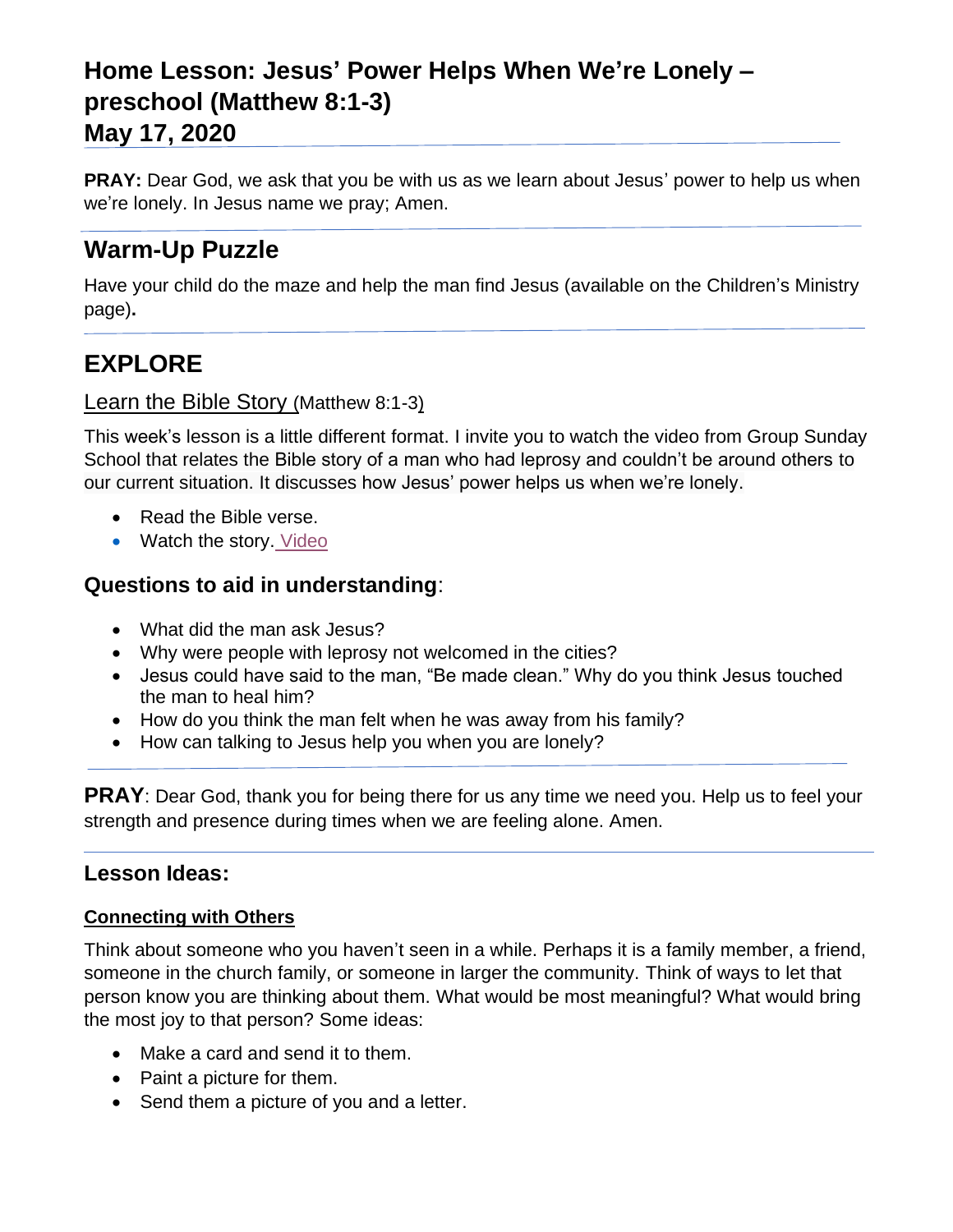# Home Lesson: Jesus' Power Helps When We're Lonely – preschool (Matthew 8:1-3)
# May 17, 2020

**PRAY:** Dear God, we ask that you be with us as we learn about Jesus' power to help us when we're lonely. In Jesus name we pray; Amen.

## Warm-Up Puzzle

Have your child do the maze and help the man find Jesus (available on the Children's Ministry page)**.**

## EXPLORE

Learn the Bible Story (Matthew 8:1-3)

This week's lesson is a little different format. I invite you to watch the video from Group Sunday School that relates the Bible story of a man who had leprosy and couldn't be around others to our current situation. It discusses how Jesus' power helps us when we're lonely.

- Read the Bible verse.
- Watch the story. Video

### **Questions to aid in understanding**:

- What did the man ask Jesus?
- Why were people with leprosy not welcomed in the cities?
- Jesus could have said to the man, "Be made clean." Why do you think Jesus touched the man to heal him?
- How do you think the man felt when he was away from his family?
- How can talking to Jesus help you when you are lonely?

**PRAY**: Dear God, thank you for being there for us any time we need you. Help us to feel your strength and presence during times when we are feeling alone. Amen.

### Lesson Ideas:

#### Connecting with Others

Think about someone who you haven't seen in a while. Perhaps it is a family member, a friend, someone in the church family, or someone in larger the community. Think of ways to let that person know you are thinking about them. What would be most meaningful? What would bring the most joy to that person? Some ideas:

- Make a card and send it to them.
- Paint a picture for them.
- Send them a picture of you and a letter.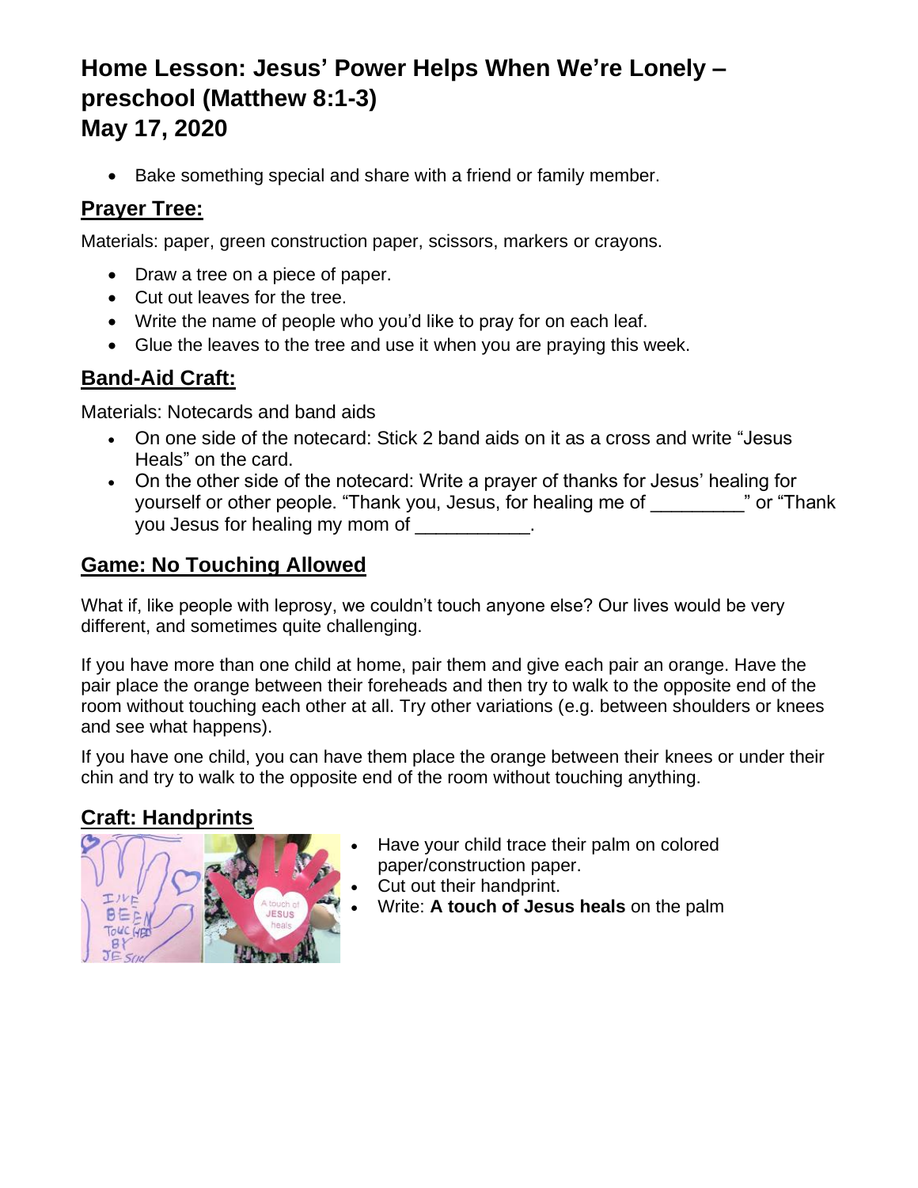# Home Lesson: Jesus' Power Helps When We're Lonely – preschool (Matthew 8:1-3)
# May 17, 2020

- Bake something special and share with a friend or family member.

## Prayer Tree:

Materials: paper, green construction paper, scissors, markers or crayons.

- Draw a tree on a piece of paper.
- Cut out leaves for the tree.
- Write the name of people who you'd like to pray for on each leaf.
- Glue the leaves to the tree and use it when you are praying this week.

## Band-Aid Craft:

Materials: Notecards and band aids

- On one side of the notecard: Stick 2 band aids on it as a cross and write "Jesus Heals" on the card.
- On the other side of the notecard: Write a prayer of thanks for Jesus' healing for yourself or other people. "Thank you, Jesus, for healing me of _________" or "Thank you Jesus for healing my mom of ___________.

## Game: No Touching Allowed

What if, like people with leprosy, we couldn't touch anyone else? Our lives would be very different, and sometimes quite challenging.

If you have more than one child at home, pair them and give each pair an orange. Have the pair place the orange between their foreheads and then try to walk to the opposite end of the room without touching each other at all. Try other variations (e.g. between shoulders or knees and see what happens).

If you have one child, you can have them place the orange between their knees or under their chin and try to walk to the opposite end of the room without touching anything.

## Craft: Handprints

- Have your child trace their palm on colored paper/construction paper.
- Cut out their handprint.
- Write: **A touch of Jesus heals** on the palm